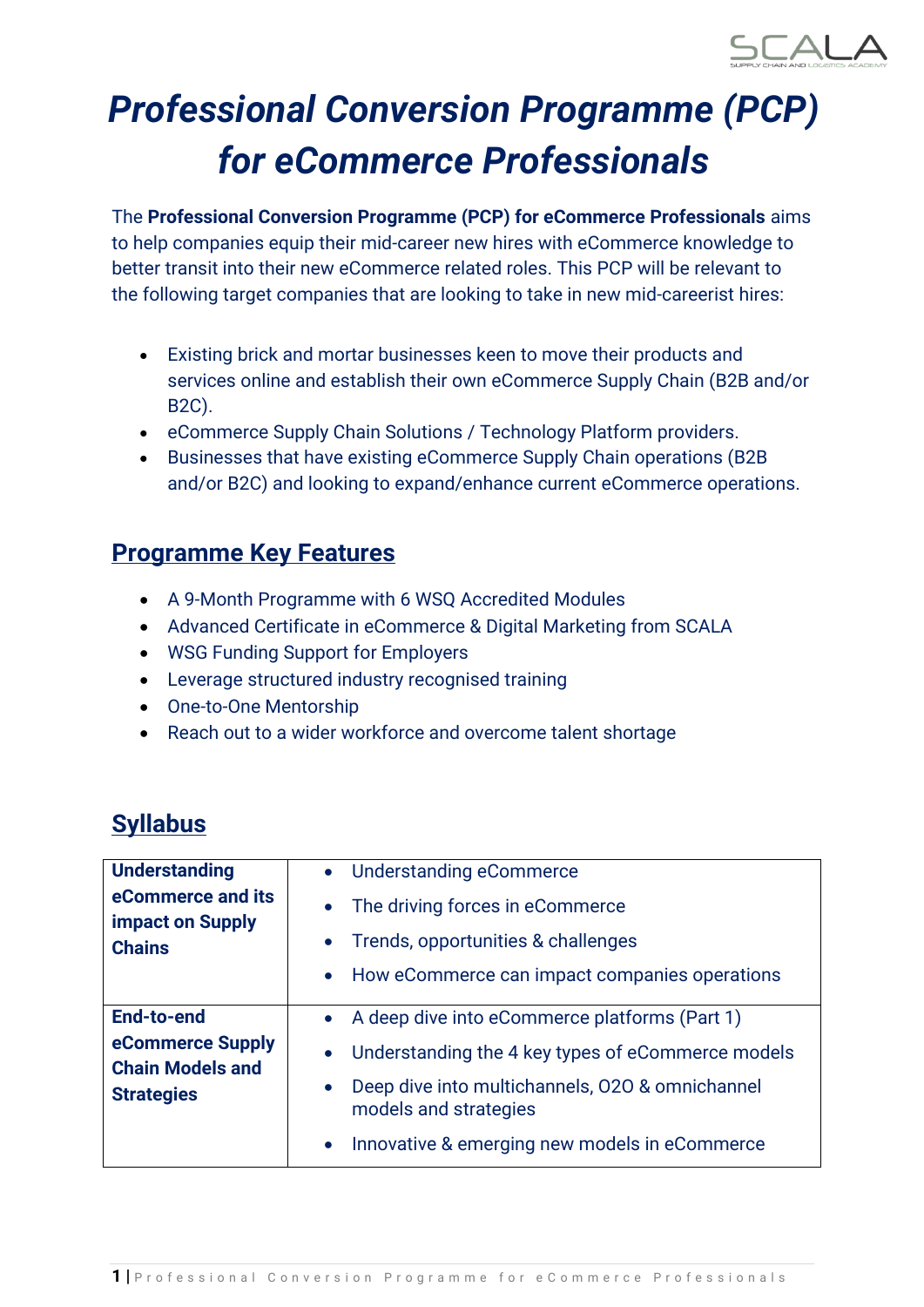# *Professional Conversion Programme (PCP) for eCommerce Professionals*

The **Professional Conversion Programme (PCP) for eCommerce Professionals** aims to help companies equip their mid-career new hires with eCommerce knowledge to better transit into their new eCommerce related roles. This PCP will be relevant to the following target companies that are looking to take in new mid-careerist hires:

- Existing brick and mortar businesses keen to move their products and services online and establish their own eCommerce Supply Chain (B2B and/or B2C).
- eCommerce Supply Chain Solutions / Technology Platform providers.
- Businesses that have existing eCommerce Supply Chain operations (B2B and/or B2C) and looking to expand/enhance current eCommerce operations.

## Programme Key Features

- A 9-Month Programme with 6 WSQ Accredited Modules
- Advanced Certificate in eCommerce & Digital Marketing from SCALA
- WSG Funding Support for Employers
- Leverage structured industry recognised training
- One-to-One Mentorship
- Reach out to a wider workforce and overcome talent shortage

## Syllabus

| | |
|---|---|
| **Understanding eCommerce and its impact on Supply Chains** | • Understanding eCommerce<br>• The driving forces in eCommerce<br>• Trends, opportunities & challenges<br>• How eCommerce can impact companies operations |
| **End-to-end eCommerce Supply Chain Models and Strategies** | • A deep dive into eCommerce platforms (Part 1)<br>• Understanding the 4 key types of eCommerce models<br>• Deep dive into multichannels, O2O & omnichannel models and strategies<br>• Innovative & emerging new models in eCommerce |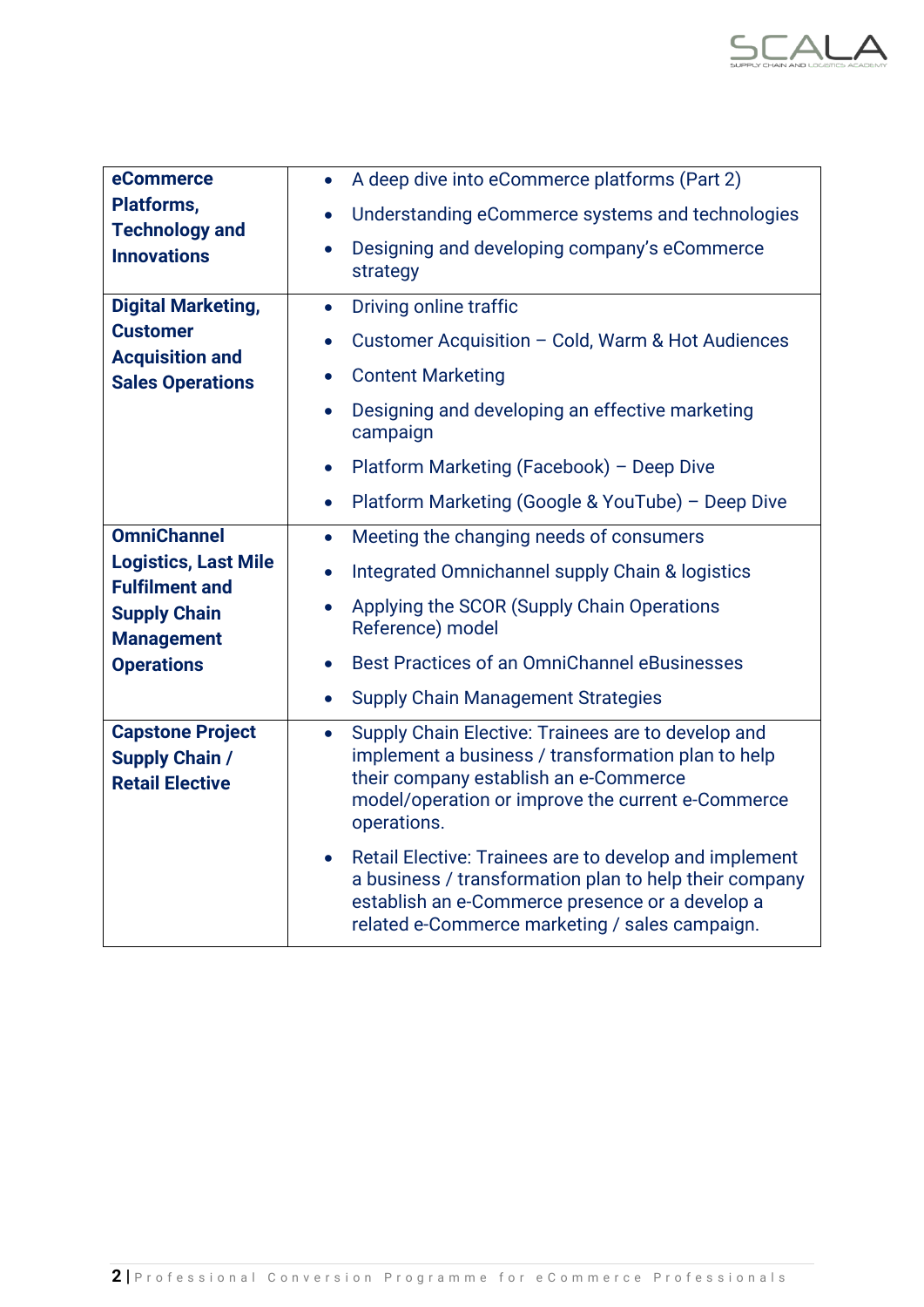| | |
|---|---|
| **eCommerce Platforms, Technology and Innovations** | • A deep dive into eCommerce platforms (Part 2)<br>• Understanding eCommerce systems and technologies<br>• Designing and developing company's eCommerce strategy |
| **Digital Marketing, Customer Acquisition and Sales Operations** | • Driving online traffic<br>• Customer Acquisition – Cold, Warm & Hot Audiences<br>• Content Marketing<br>• Designing and developing an effective marketing campaign<br>• Platform Marketing (Facebook) – Deep Dive<br>• Platform Marketing (Google & YouTube) – Deep Dive |
| **OmniChannel Logistics, Last Mile Fulfilment and Supply Chain Management Operations** | • Meeting the changing needs of consumers<br>• Integrated Omnichannel supply Chain & logistics<br>• Applying the SCOR (Supply Chain Operations Reference) model<br>• Best Practices of an OmniChannel eBusinesses<br>• Supply Chain Management Strategies |
| **Capstone Project Supply Chain / Retail Elective** | • Supply Chain Elective: Trainees are to develop and implement a business / transformation plan to help their company establish an e-Commerce model/operation or improve the current e-Commerce operations.<br>• Retail Elective: Trainees are to develop and implement a business / transformation plan to help their company establish an e-Commerce presence or a develop a related e-Commerce marketing / sales campaign. |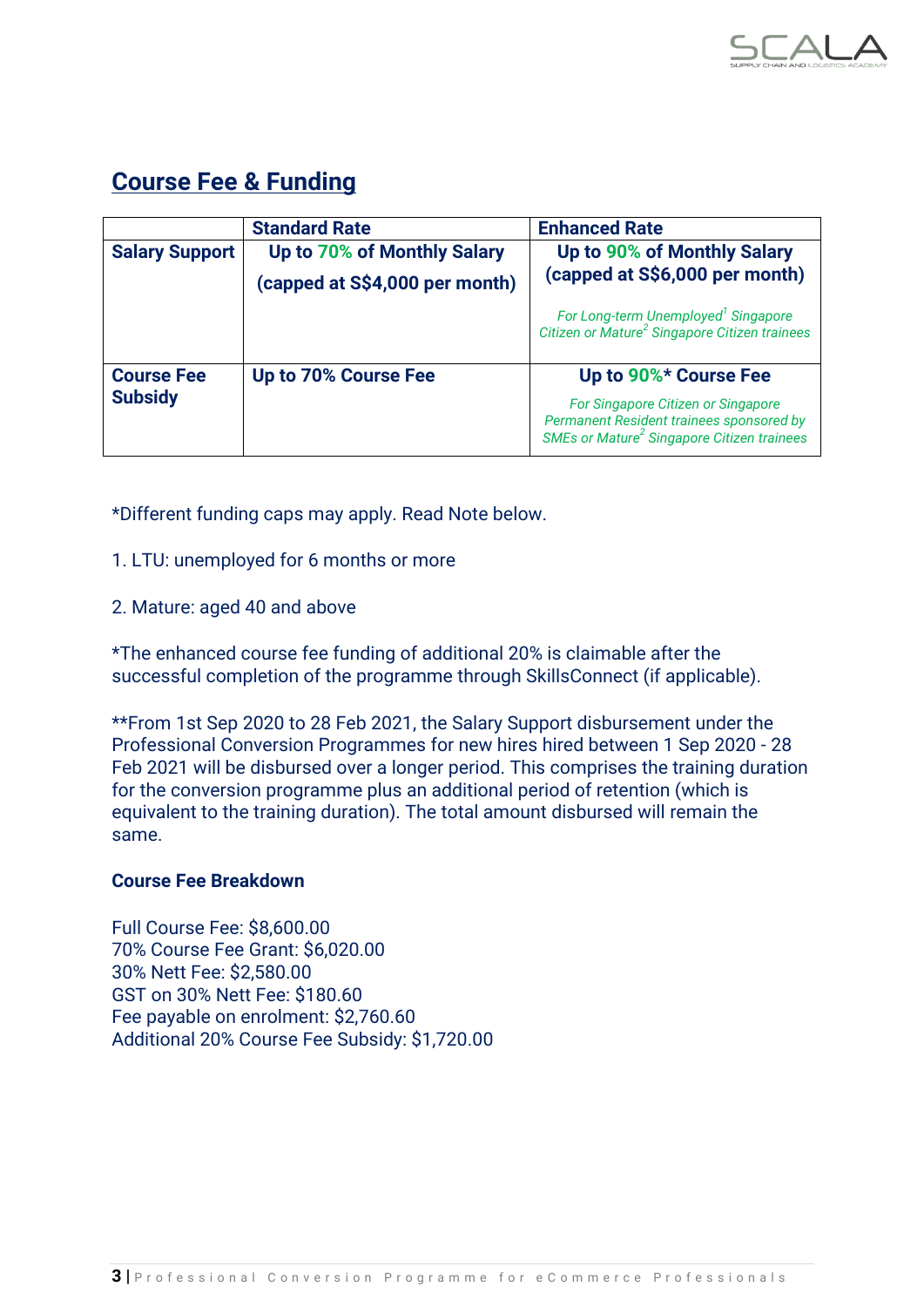## Course Fee & Funding

| | Standard Rate | Enhanced Rate |
|---|---|---|
| **Salary Support** | **Up to 70% of Monthly Salary (capped at S$4,000 per month)** | **Up to 90% of Monthly Salary (capped at S$6,000 per month)** <br> *For Long-term Unemployed[1] Singapore Citizen or Mature[2] Singapore Citizen trainees* |
| **Course Fee Subsidy** | **Up to 70% Course Fee** | **Up to 90%* Course Fee** <br> *For Singapore Citizen or Singapore Permanent Resident trainees sponsored by SMEs or Mature[2] Singapore Citizen trainees* |

*Different funding caps may apply. Read Note below.

1. LTU: unemployed for 6 months or more

2. Mature: aged 40 and above

*The enhanced course fee funding of additional 20% is claimable after the successful completion of the programme through SkillsConnect (if applicable).

**From 1st Sep 2020 to 28 Feb 2021, the Salary Support disbursement under the Professional Conversion Programmes for new hires hired between 1 Sep 2020 - 28 Feb 2021 will be disbursed over a longer period. This comprises the training duration for the conversion programme plus an additional period of retention (which is equivalent to the training duration). The total amount disbursed will remain the same.

**Course Fee Breakdown**

Full Course Fee: $8,600.00
70% Course Fee Grant: $6,020.00
30% Nett Fee: $2,580.00
GST on 30% Nett Fee: $180.60
Fee payable on enrolment: $2,760.60
Additional 20% Course Fee Subsidy: $1,720.00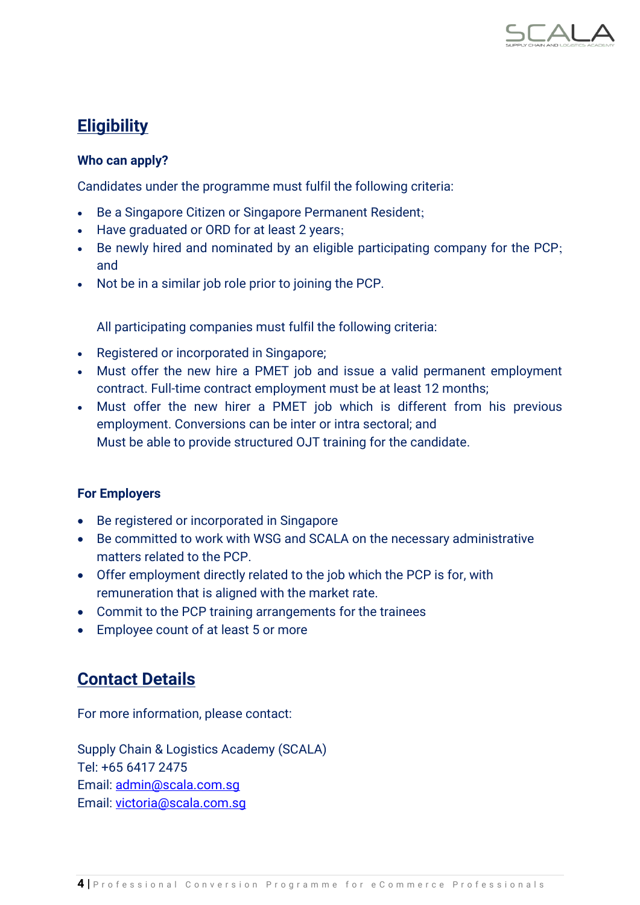## Eligibility

### Who can apply?

Candidates under the programme must fulfil the following criteria:

- Be a Singapore Citizen or Singapore Permanent Resident;
- Have graduated or ORD for at least 2 years;
- Be newly hired and nominated by an eligible participating company for the PCP; and
- Not be in a similar job role prior to joining the PCP.

All participating companies must fulfil the following criteria:

- Registered or incorporated in Singapore;
- Must offer the new hire a PMET job and issue a valid permanent employment contract. Full-time contract employment must be at least 12 months;
- Must offer the new hirer a PMET job which is different from his previous employment. Conversions can be inter or intra sectoral; and
  Must be able to provide structured OJT training for the candidate.

### For Employers

- Be registered or incorporated in Singapore
- Be committed to work with WSG and SCALA on the necessary administrative matters related to the PCP.
- Offer employment directly related to the job which the PCP is for, with remuneration that is aligned with the market rate.
- Commit to the PCP training arrangements for the trainees
- Employee count of at least 5 or more

## Contact Details

For more information, please contact:

Supply Chain & Logistics Academy (SCALA)
Tel: +65 6417 2475
Email: admin@scala.com.sg
Email: victoria@scala.com.sg